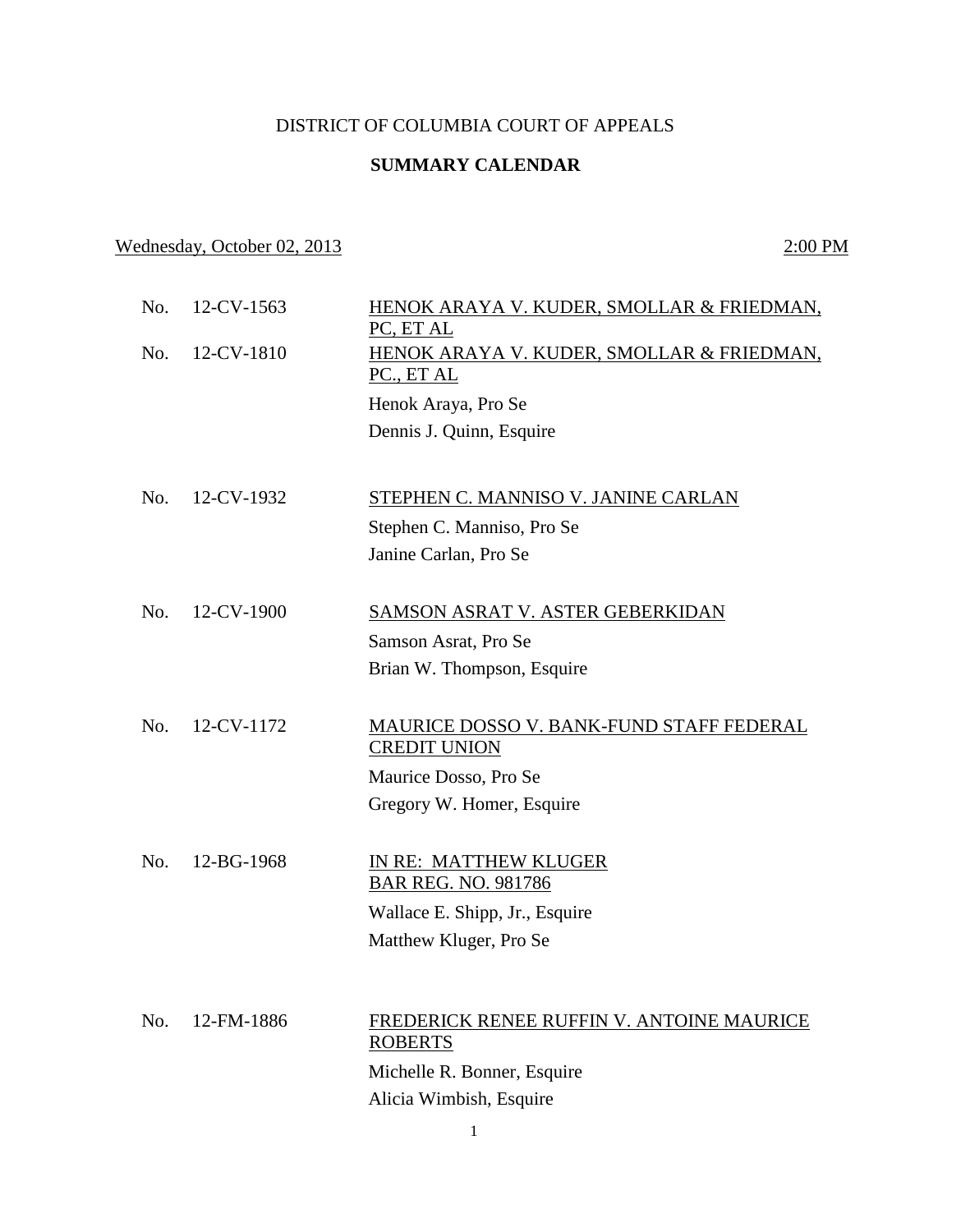# DISTRICT OF COLUMBIA COURT OF APPEALS

## SUMMARY CALENDAR

Wednesday, October 02, 2013 — 2:00 PM

No. 12-CV-1563 — HENOK ARAYA V. KUDER, SMOLLAR & FRIEDMAN, PC, ET AL

No. 12-CV-1810 — HENOK ARAYA V. KUDER, SMOLLAR & FRIEDMAN, PC., ET AL

Henok Araya, Pro Se

Dennis J. Quinn, Esquire

No. 12-CV-1932 — STEPHEN C. MANNISO V. JANINE CARLAN

Stephen C. Manniso, Pro Se

Janine Carlan, Pro Se

No. 12-CV-1900 — SAMSON ASRAT V. ASTER GEBERKIDAN

Samson Asrat, Pro Se

Brian W. Thompson, Esquire

No. 12-CV-1172 — MAURICE DOSSO V. BANK-FUND STAFF FEDERAL CREDIT UNION

Maurice Dosso, Pro Se

Gregory W. Homer, Esquire

No. 12-BG-1968 — IN RE: MATTHEW KLUGER BAR REG. NO. 981786

Wallace E. Shipp, Jr., Esquire

Matthew Kluger, Pro Se

No. 12-FM-1886 — FREDERICK RENEE RUFFIN V. ANTOINE MAURICE ROBERTS

Michelle R. Bonner, Esquire

Alicia Wimbish, Esquire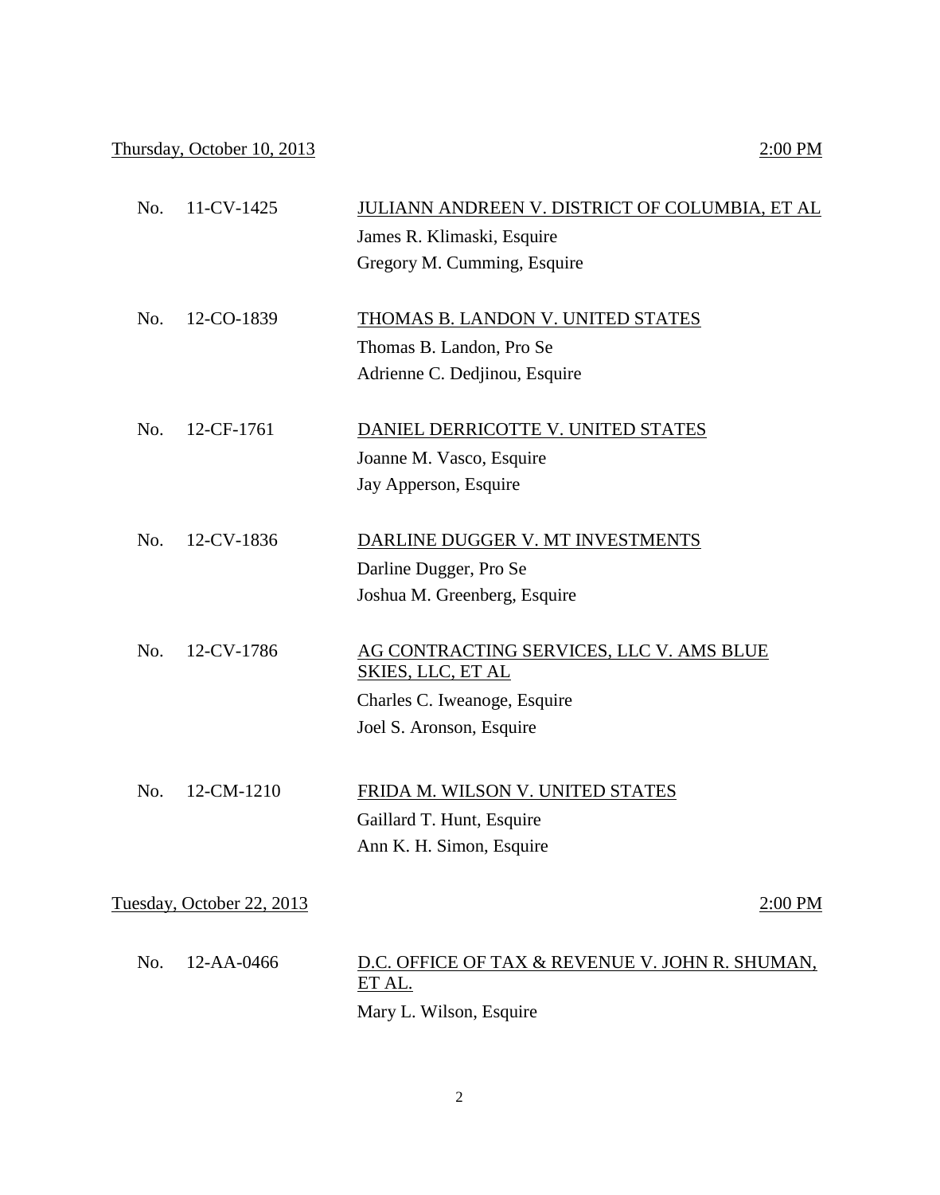Thursday, October 10, 2013 2:00 PM

No. 11-CV-1425 JULIANN ANDREEN V. DISTRICT OF COLUMBIA, ET AL
James R. Klimaski, Esquire
Gregory M. Cumming, Esquire

No. 12-CO-1839 THOMAS B. LANDON V. UNITED STATES
Thomas B. Landon, Pro Se
Adrienne C. Dedjinou, Esquire

No. 12-CF-1761 DANIEL DERRICOTTE V. UNITED STATES
Joanne M. Vasco, Esquire
Jay Apperson, Esquire

No. 12-CV-1836 DARLINE DUGGER V. MT INVESTMENTS
Darline Dugger, Pro Se
Joshua M. Greenberg, Esquire

No. 12-CV-1786 AG CONTRACTING SERVICES, LLC V. AMS BLUE SKIES, LLC, ET AL
Charles C. Iweanoge, Esquire
Joel S. Aronson, Esquire

No. 12-CM-1210 FRIDA M. WILSON V. UNITED STATES
Gaillard T. Hunt, Esquire
Ann K. H. Simon, Esquire

Tuesday, October 22, 2013 2:00 PM

No. 12-AA-0466 D.C. OFFICE OF TAX & REVENUE V. JOHN R. SHUMAN, ET AL.
Mary L. Wilson, Esquire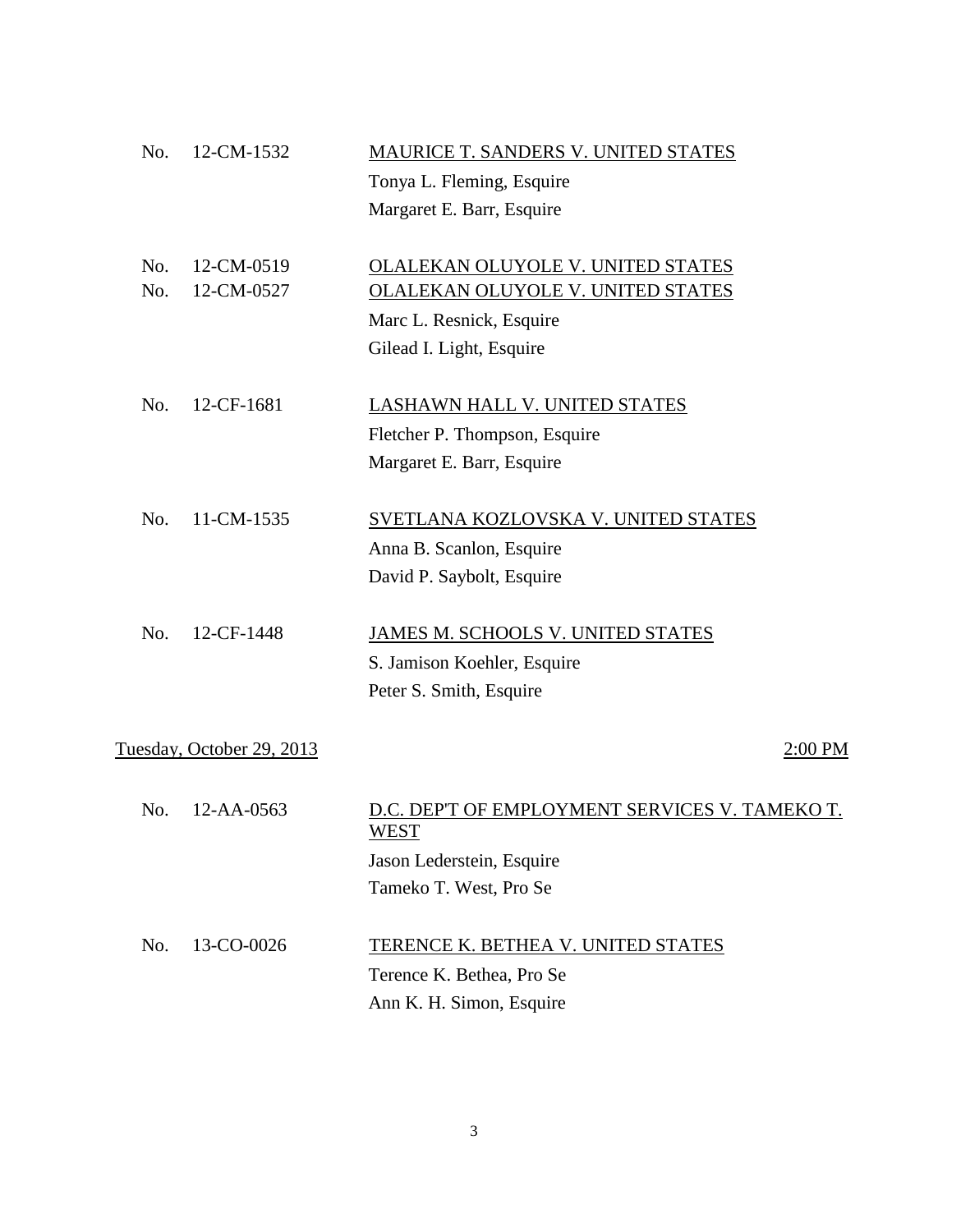No. 12-CM-1532 — <u>MAURICE T. SANDERS V. UNITED STATES</u>
Tonya L. Fleming, Esquire
Margaret E. Barr, Esquire

No. 12-CM-0519 — <u>OLALEKAN OLUYOLE V. UNITED STATES</u>
No. 12-CM-0527 — <u>OLALEKAN OLUYOLE V. UNITED STATES</u>
Marc L. Resnick, Esquire
Gilead I. Light, Esquire

No. 12-CF-1681 — <u>LASHAWN HALL V. UNITED STATES</u>
Fletcher P. Thompson, Esquire
Margaret E. Barr, Esquire

No. 11-CM-1535 — <u>SVETLANA KOZLOVSKA V. UNITED STATES</u>
Anna B. Scanlon, Esquire
David P. Saybolt, Esquire

No. 12-CF-1448 — <u>JAMES M. SCHOOLS V. UNITED STATES</u>
S. Jamison Koehler, Esquire
Peter S. Smith, Esquire

<u>Tuesday, October 29, 2013</u> — <u>2:00 PM</u>

No. 12-AA-0563 — <u>D.C. DEP'T OF EMPLOYMENT SERVICES V. TAMEKO T. WEST</u>
Jason Lederstein, Esquire
Tameko T. West, Pro Se

No. 13-CO-0026 — <u>TERENCE K. BETHEA V. UNITED STATES</u>
Terence K. Bethea, Pro Se
Ann K. H. Simon, Esquire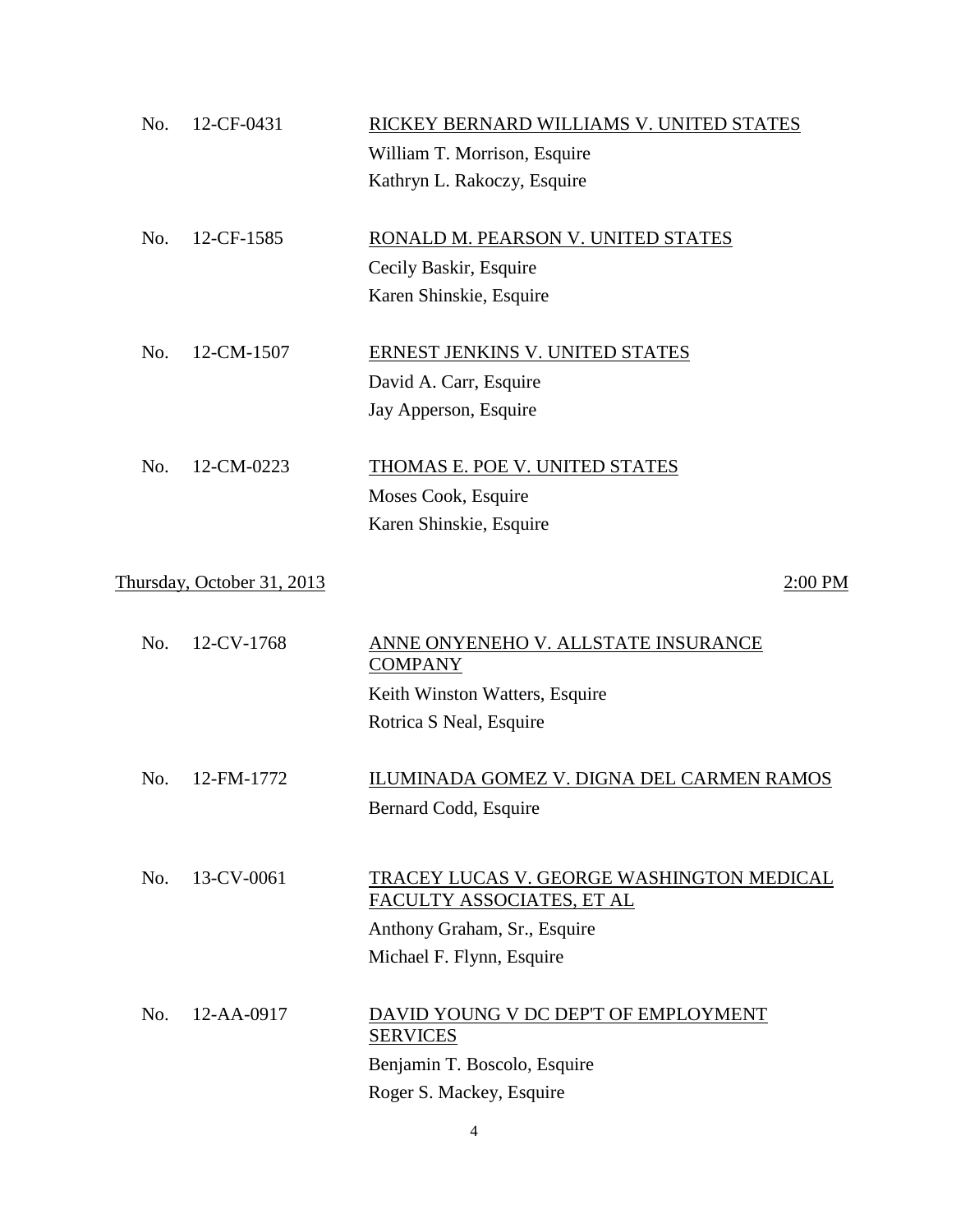No. 12-CF-0431 — <u>RICKEY BERNARD WILLIAMS V. UNITED STATES</u>
William T. Morrison, Esquire
Kathryn L. Rakoczy, Esquire

No. 12-CF-1585 — <u>RONALD M. PEARSON V. UNITED STATES</u>
Cecily Baskir, Esquire
Karen Shinskie, Esquire

No. 12-CM-1507 — <u>ERNEST JENKINS V. UNITED STATES</u>
David A. Carr, Esquire
Jay Apperson, Esquire

No. 12-CM-0223 — <u>THOMAS E. POE V. UNITED STATES</u>
Moses Cook, Esquire
Karen Shinskie, Esquire

<u>Thursday, October 31, 2013</u> — <u>2:00 PM</u>

No. 12-CV-1768 — <u>ANNE ONYENEHO V. ALLSTATE INSURANCE COMPANY</u>
Keith Winston Watters, Esquire
Rotrica S Neal, Esquire

No. 12-FM-1772 — <u>ILUMINADA GOMEZ V. DIGNA DEL CARMEN RAMOS</u>
Bernard Codd, Esquire

No. 13-CV-0061 — <u>TRACEY LUCAS V. GEORGE WASHINGTON MEDICAL FACULTY ASSOCIATES, ET AL</u>
Anthony Graham, Sr., Esquire
Michael F. Flynn, Esquire

No. 12-AA-0917 — <u>DAVID YOUNG V DC DEP'T OF EMPLOYMENT SERVICES</u>
Benjamin T. Boscolo, Esquire
Roger S. Mackey, Esquire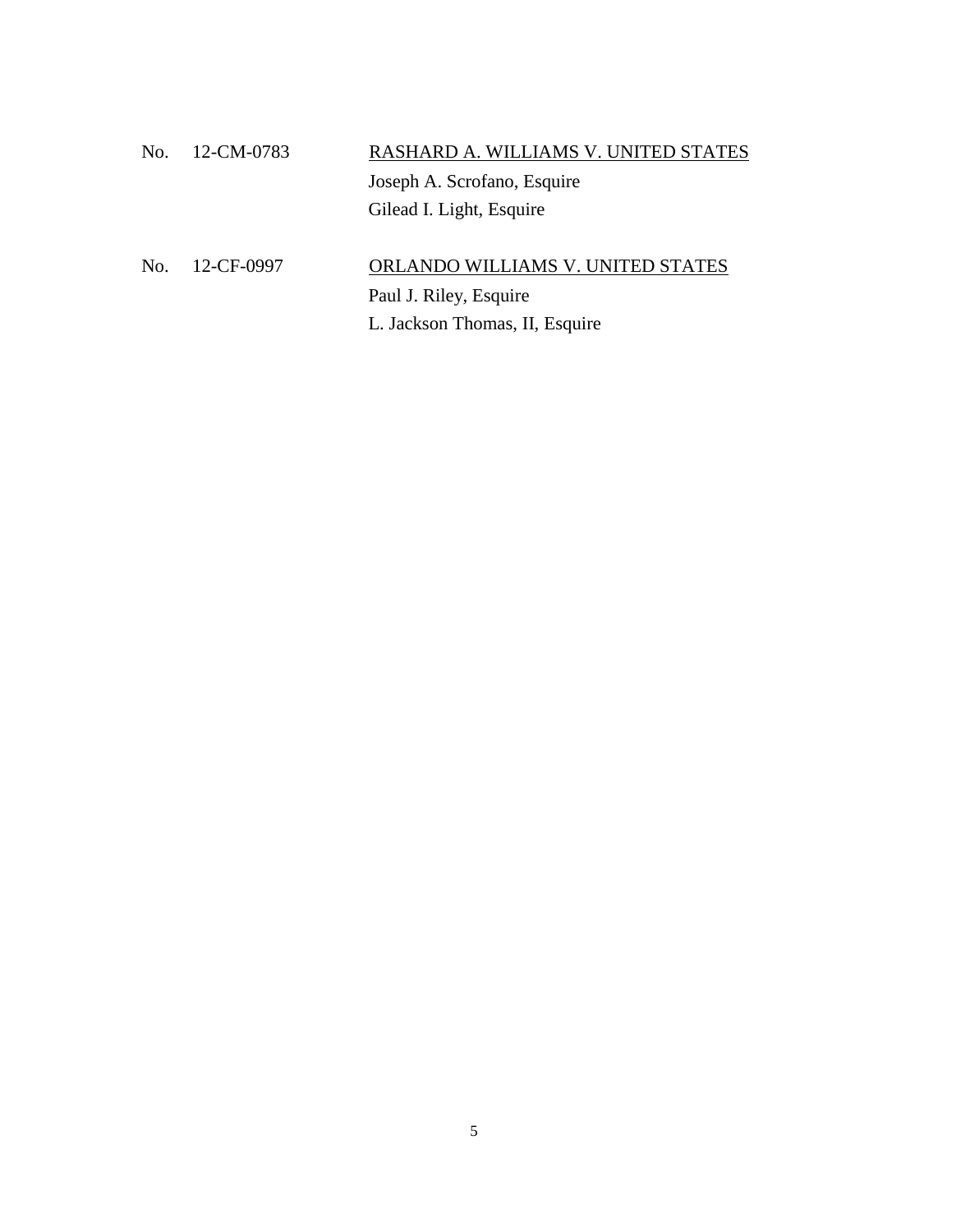No. 12-CM-0783 <u>RASHARD A. WILLIAMS V. UNITED STATES</u>
Joseph A. Scrofano, Esquire
Gilead I. Light, Esquire

No. 12-CF-0997 <u>ORLANDO WILLIAMS V. UNITED STATES</u>
Paul J. Riley, Esquire
L. Jackson Thomas, II, Esquire